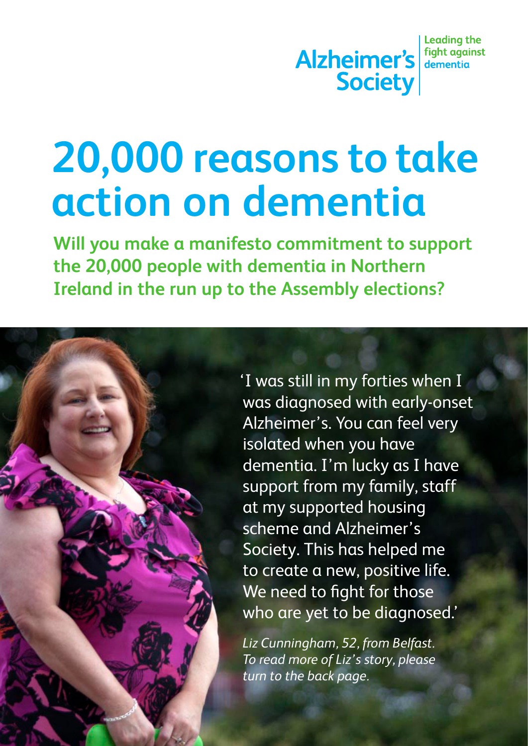Alzheimer's Society | Leading the fight against dementia

# 20,000 reasons to take action on dementia

**Will you make a manifesto commitment to support the 20,000 people with dementia in Northern Ireland in the run up to the Assembly elections?**

'I was still in my forties when I was diagnosed with early-onset Alzheimer's. You can feel very isolated when you have dementia. I'm lucky as I have support from my family, staff at my supported housing scheme and Alzheimer's Society. This has helped me to create a new, positive life. We need to fight for those who are yet to be diagnosed.'

*Liz Cunningham, 52, from Belfast. To read more of Liz's story, please turn to the back page.*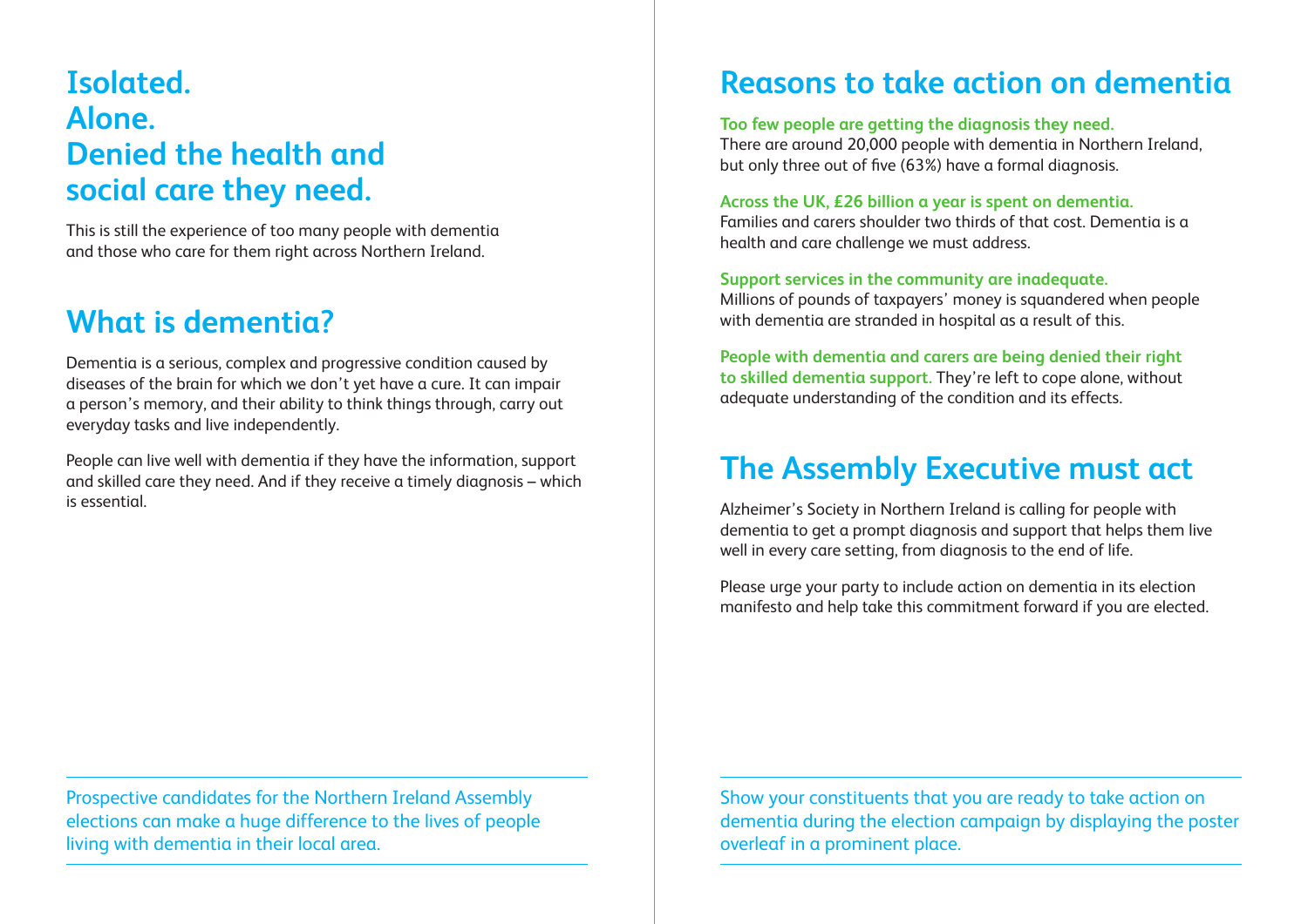# Isolated.
# Alone.
# Denied the health and social care they need.

This is still the experience of too many people with dementia and those who care for them right across Northern Ireland.

## What is dementia?

Dementia is a serious, complex and progressive condition caused by diseases of the brain for which we don't yet have a cure. It can impair a person's memory, and their ability to think things through, carry out everyday tasks and live independently.

People can live well with dementia if they have the information, support and skilled care they need. And if they receive a timely diagnosis – which is essential.

Prospective candidates for the Northern Ireland Assembly elections can make a huge difference to the lives of people living with dementia in their local area.

## Reasons to take action on dementia

**Too few people are getting the diagnosis they need.**
There are around 20,000 people with dementia in Northern Ireland, but only three out of five (63%) have a formal diagnosis.

**Across the UK, £26 billion a year is spent on dementia.**
Families and carers shoulder two thirds of that cost. Dementia is a health and care challenge we must address.

**Support services in the community are inadequate.**
Millions of pounds of taxpayers' money is squandered when people with dementia are stranded in hospital as a result of this.

**People with dementia and carers are being denied their right to skilled dementia support.** They're left to cope alone, without adequate understanding of the condition and its effects.

## The Assembly Executive must act

Alzheimer's Society in Northern Ireland is calling for people with dementia to get a prompt diagnosis and support that helps them live well in every care setting, from diagnosis to the end of life.

Please urge your party to include action on dementia in its election manifesto and help take this commitment forward if you are elected.

Show your constituents that you are ready to take action on dementia during the election campaign by displaying the poster overleaf in a prominent place.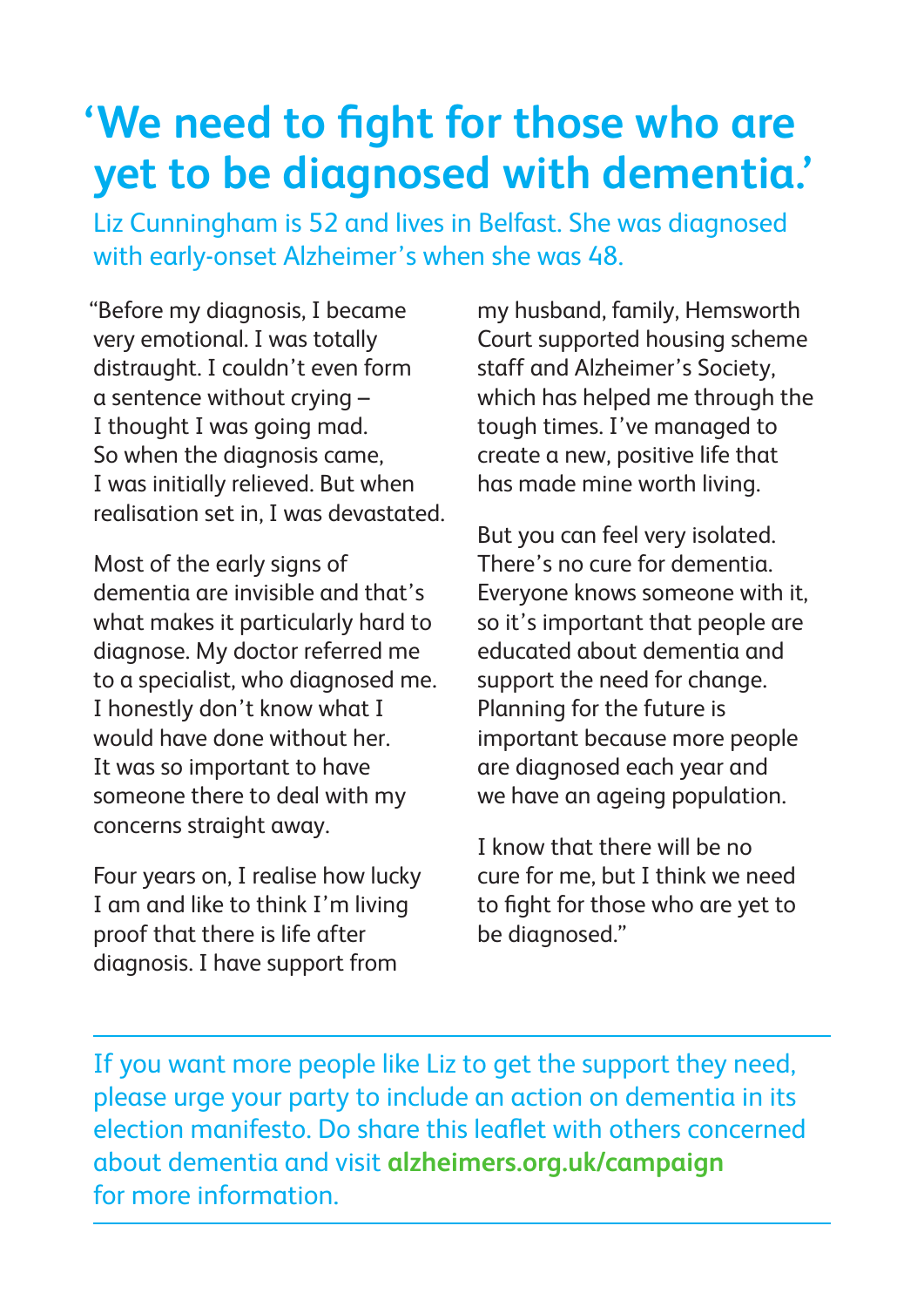# ‘We need to fight for those who are yet to be diagnosed with dementia.’

Liz Cunningham is 52 and lives in Belfast. She was diagnosed with early-onset Alzheimer’s when she was 48.

“Before my diagnosis, I became very emotional. I was totally distraught. I couldn’t even form a sentence without crying – I thought I was going mad. So when the diagnosis came, I was initially relieved. But when realisation set in, I was devastated.

Most of the early signs of dementia are invisible and that’s what makes it particularly hard to diagnose. My doctor referred me to a specialist, who diagnosed me. I honestly don’t know what I would have done without her. It was so important to have someone there to deal with my concerns straight away.

Four years on, I realise how lucky I am and like to think I’m living proof that there is life after diagnosis. I have support from my husband, family, Hemsworth Court supported housing scheme staff and Alzheimer’s Society, which has helped me through the tough times. I’ve managed to create a new, positive life that has made mine worth living.

But you can feel very isolated. There’s no cure for dementia. Everyone knows someone with it, so it’s important that people are educated about dementia and support the need for change. Planning for the future is important because more people are diagnosed each year and we have an ageing population.

I know that there will be no cure for me, but I think we need to fight for those who are yet to be diagnosed.”

---

If you want more people like Liz to get the support they need, please urge your party to include an action on dementia in its election manifesto. Do share this leaflet with others concerned about dementia and visit **alzheimers.org.uk/campaign** for more information.

---